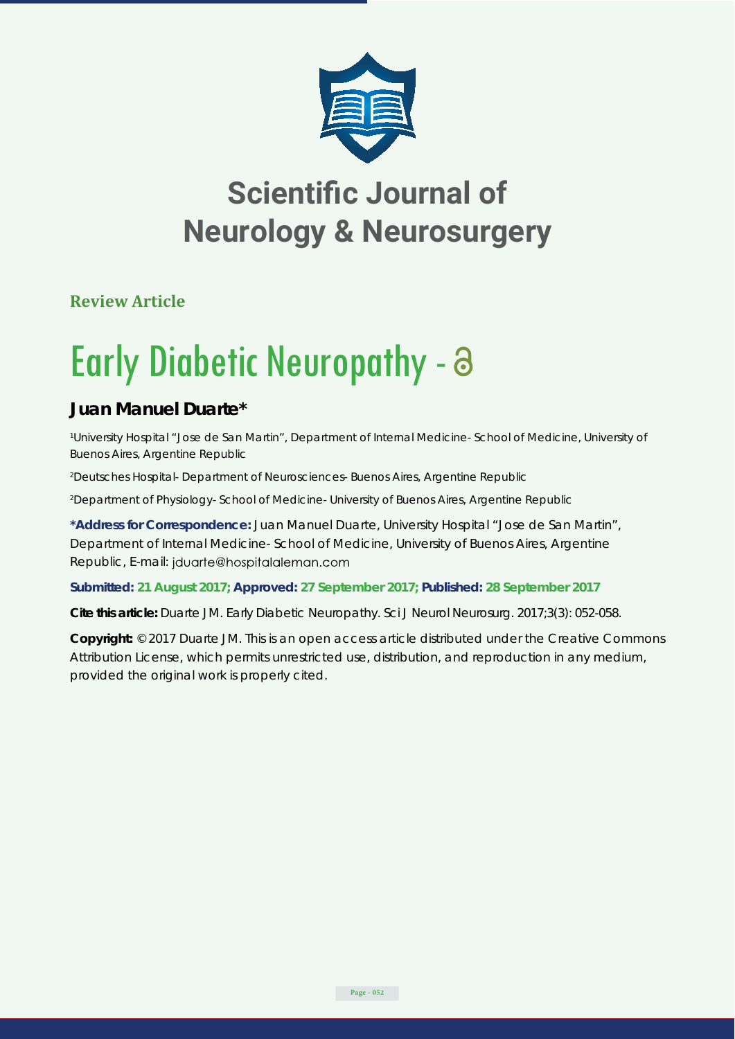# Scientific Journal of Neurology & Neurosurgery

**Review Article**

# Early Diabetic Neuropathy -

## Juan Manuel Duarte*

[1]University Hospital "Jose de San Martin", Department of Internal Medicine- School of Medicine, University of Buenos Aires, Argentine Republic

[2]Deutsches Hospital- Department of Neurosciences- Buenos Aires, Argentine Republic

[2]Department of Physiology- School of Medicine- University of Buenos Aires, Argentine Republic

**\*Address for Correspondence:** Juan Manuel Duarte, University Hospital "Jose de San Martin", Department of Internal Medicine- School of Medicine, University of Buenos Aires, Argentine Republic, E-mail: jduarte@hospitalaleman.com

**Submitted: 21 August 2017; Approved: 27 September 2017; Published: 28 September 2017**

**Cite this article:** Duarte JM. Early Diabetic Neuropathy. Sci J Neurol Neurosurg. 2017;3(3): 052-058.

**Copyright:** © 2017 Duarte JM. This is an open access article distributed under the Creative Commons Attribution License, which permits unrestricted use, distribution, and reproduction in any medium, provided the original work is properly cited.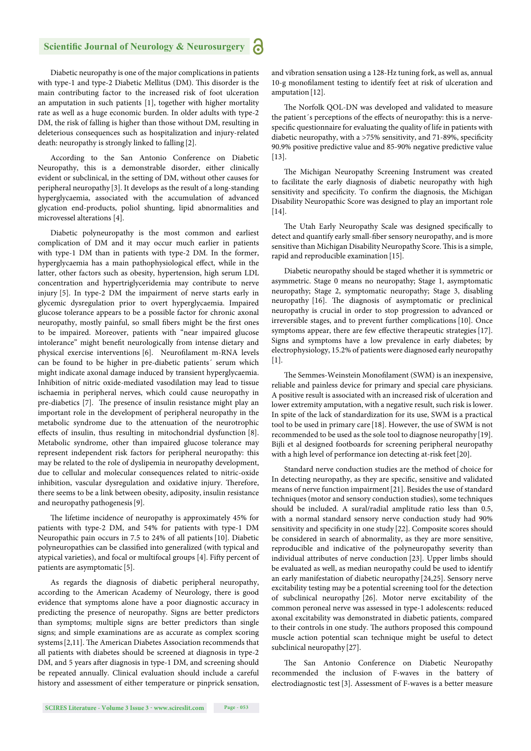Diabetic neuropathy is one of the major complications in patients with type-1 and type-2 Diabetic Mellitus (DM). This disorder is the main contributing factor to the increased risk of foot ulceration an amputation in such patients [1], together with higher mortality rate as well as a huge economic burden. In older adults with type-2 DM, the risk of falling is higher than those without DM, resulting in deleterious consequences such as hospitalization and injury-related death: neuropathy is strongly linked to falling [2].

According to the San Antonio Conference on Diabetic Neuropathy, this is a demonstrable disorder, either clinically evident or subclinical, in the setting of DM, without other causes for peripheral neuropathy [3]. It develops as the result of a long-standing hyperglycaemia, associated with the accumulation of advanced glycation end-products, poliol shunting, lipid abnormalities and microvessel alterations [4].

Diabetic polyneuropathy is the most common and earliest complication of DM and it may occur much earlier in patients with type-1 DM than in patients with type-2 DM. In the former, hyperglycaemia has a main pathophysiological effect, while in the latter, other factors such as obesity, hypertension, high serum LDL concentration and hypertriglyceridemia may contribute to nerve injury [5]. In type-2 DM the impairment of nerve starts early in glycemic dysregulation prior to overt hyperglycaemia. Impaired glucose tolerance appears to be a possible factor for chronic axonal neuropathy, mostly painful, so small fibers might be the first ones to be impaired. Moreover, patients with "near impaired glucose intolerance" might benefit neurologically from intense dietary and physical exercise interventions [6]. Neurofilament m-RNA levels can be found to be higher in pre-diabetic patients´ serum which might indicate axonal damage induced by transient hyperglycaemia. Inhibition of nitric oxide-mediated vasodilation may lead to tissue ischaemia in peripheral nerves, which could cause neuropathy in pre-diabetics [7]. The presence of insulin resistance might play an important role in the development of peripheral neuropathy in the metabolic syndrome due to the attenuation of the neurotrophic effects of insulin, thus resulting in mitochondrial dysfunction [8]. Metabolic syndrome, other than impaired glucose tolerance may represent independent risk factors for peripheral neuropathy: this may be related to the role of dyslipemia in neuropathy development, due to cellular and molecular consequences related to nitric-oxide inhibition, vascular dysregulation and oxidative injury. Therefore, there seems to be a link between obesity, adiposity, insulin resistance and neuropathy pathogenesis [9].

The lifetime incidence of neuropathy is approximately 45% for patients with type-2 DM, and 54% for patients with type-1 DM Neuropathic pain occurs in 7.5 to 24% of all patients [10]. Diabetic polyneuropathies can be classified into generalized (with typical and atypical varieties), and focal or multifocal groups [4]. Fifty percent of patients are asymptomatic [5].

As regards the diagnosis of diabetic peripheral neuropathy, according to the American Academy of Neurology, there is good evidence that symptoms alone have a poor diagnostic accuracy in predicting the presence of neuropathy. Signs are better predictors than symptoms; multiple signs are better predictors than single signs; and simple examinations are as accurate as complex scoring systems [2,11]. The American Diabetes Association recommends that all patients with diabetes should be screened at diagnosis in type-2 DM, and 5 years after diagnosis in type-1 DM, and screening should be repeated annually. Clinical evaluation should include a careful history and assessment of either temperature or pinprick sensation, and vibration sensation using a 128-Hz tuning fork, as well as, annual 10-g monofilament testing to identify feet at risk of ulceration and amputation [12].

The Norfolk QOL-DN was developed and validated to measure the patient´s perceptions of the effects of neuropathy: this is a nerve-specific questionnaire for evaluating the quality of life in patients with diabetic neuropathy, with a >75% sensitivity, and 71-89%, specificity 90.9% positive predictive value and 85-90% negative predictive value [13].

The Michigan Neuropathy Screening Instrument was created to facilitate the early diagnosis of diabetic neuropathy with high sensitivity and specificity. To confirm the diagnosis, the Michigan Disability Neuropathic Score was designed to play an important role [14].

The Utah Early Neuropathy Scale was designed specifically to detect and quantify early small-fiber sensory neuropathy, and is more sensitive than Michigan Disability Neuropathy Score. This is a simple, rapid and reproducible examination [15].

Diabetic neuropathy should be staged whether it is symmetric or asymmetric. Stage 0 means no neuropathy; Stage 1, asymptomatic neuropathy; Stage 2, symptomatic neuropathy; Stage 3, disabling neuropathy [16]. The diagnosis of asymptomatic or preclinical neuropathy is crucial in order to stop progression to advanced or irreversible stages, and to prevent further complications [10]. Once symptoms appear, there are few effective therapeutic strategies [17]. Signs and symptoms have a low prevalence in early diabetes; by electrophysiology, 15.2% of patients were diagnosed early neuropathy [1].

The Semmes-Weinstein Monofilament (SWM) is an inexpensive, reliable and painless device for primary and special care physicians. A positive result is associated with an increased risk of ulceration and lower extremity amputation, with a negative result, such risk is lower. In spite of the lack of standardization for its use, SWM is a practical tool to be used in primary care [18]. However, the use of SWM is not recommended to be used as the sole tool to diagnose neuropathy [19]. Bijli et al designed footboards for screening peripheral neuropathy with a high level of performance ion detecting at-risk feet [20].

Standard nerve conduction studies are the method of choice for In detecting neuropathy, as they are specific, sensitive and validated means of nerve function impairment [21]. Besides the use of standard techniques (motor and sensory conduction studies), some techniques should be included. A sural/radial amplitude ratio less than 0.5, with a normal standard sensory nerve conduction study had 90% sensitivity and specificity in one study [22]. Composite scores should be considered in search of abnormality, as they are more sensitive, reproducible and indicative of the polyneuropathy severity than individual attributes of nerve conduction [23]. Upper limbs should be evaluated as well, as median neuropathy could be used to identify an early manifestation of diabetic neuropathy [24,25]. Sensory nerve excitability testing may be a potential screening tool for the detection of subclinical neuropathy [26]. Motor nerve excitability of the common peroneal nerve was assessed in type-1 adolescents: reduced axonal excitability was demonstrated in diabetic patients, compared to their controls in one study. The authors proposed this compound muscle action potential scan technique might be useful to detect subclinical neuropathy [27].

The San Antonio Conference on Diabetic Neuropathy recommended the inclusion of F-waves in the battery of electrodiagnostic test [3]. Assessment of F-waves is a better measure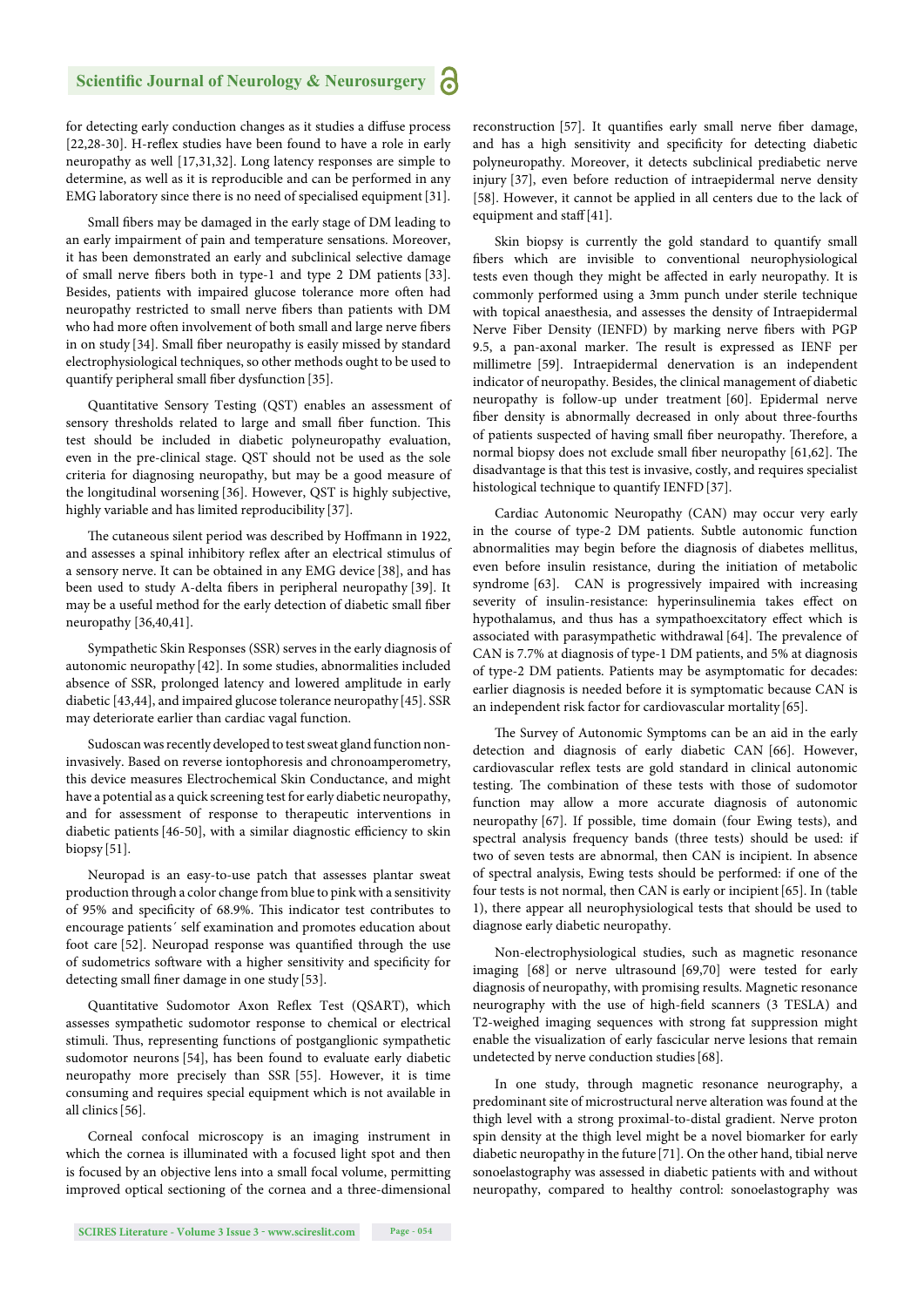for detecting early conduction changes as it studies a diffuse process [22,28-30]. H-reflex studies have been found to have a role in early neuropathy as well [17,31,32]. Long latency responses are simple to determine, as well as it is reproducible and can be performed in any EMG laboratory since there is no need of specialised equipment [31].

Small fibers may be damaged in the early stage of DM leading to an early impairment of pain and temperature sensations. Moreover, it has been demonstrated an early and subclinical selective damage of small nerve fibers both in type-1 and type 2 DM patients [33]. Besides, patients with impaired glucose tolerance more often had neuropathy restricted to small nerve fibers than patients with DM who had more often involvement of both small and large nerve fibers in on study [34]. Small fiber neuropathy is easily missed by standard electrophysiological techniques, so other methods ought to be used to quantify peripheral small fiber dysfunction [35].

Quantitative Sensory Testing (QST) enables an assessment of sensory thresholds related to large and small fiber function. This test should be included in diabetic polyneuropathy evaluation, even in the pre-clinical stage. QST should not be used as the sole criteria for diagnosing neuropathy, but may be a good measure of the longitudinal worsening [36]. However, QST is highly subjective, highly variable and has limited reproducibility [37].

The cutaneous silent period was described by Hoffmann in 1922, and assesses a spinal inhibitory reflex after an electrical stimulus of a sensory nerve. It can be obtained in any EMG device [38], and has been used to study A-delta fibers in peripheral neuropathy [39]. It may be a useful method for the early detection of diabetic small fiber neuropathy [36,40,41].

Sympathetic Skin Responses (SSR) serves in the early diagnosis of autonomic neuropathy [42]. In some studies, abnormalities included absence of SSR, prolonged latency and lowered amplitude in early diabetic [43,44], and impaired glucose tolerance neuropathy [45]. SSR may deteriorate earlier than cardiac vagal function.

Sudoscan was recently developed to test sweat gland function non-invasively. Based on reverse iontophoresis and chronoamperometry, this device measures Electrochemical Skin Conductance, and might have a potential as a quick screening test for early diabetic neuropathy, and for assessment of response to therapeutic interventions in diabetic patients [46-50], with a similar diagnostic efficiency to skin biopsy [51].

Neuropad is an easy-to-use patch that assesses plantar sweat production through a color change from blue to pink with a sensitivity of 95% and specificity of 68.9%. This indicator test contributes to encourage patients´ self examination and promotes education about foot care [52]. Neuropad response was quantified through the use of sudometrics software with a higher sensitivity and specificity for detecting small finer damage in one study [53].

Quantitative Sudomotor Axon Reflex Test (QSART), which assesses sympathetic sudomotor response to chemical or electrical stimuli. Thus, representing functions of postganglionic sympathetic sudomotor neurons [54], has been found to evaluate early diabetic neuropathy more precisely than SSR [55]. However, it is time consuming and requires special equipment which is not available in all clinics [56].

Corneal confocal microscopy is an imaging instrument in which the cornea is illuminated with a focused light spot and then is focused by an objective lens into a small focal volume, permitting improved optical sectioning of the cornea and a three-dimensional reconstruction [57]. It quantifies early small nerve fiber damage, and has a high sensitivity and specificity for detecting diabetic polyneuropathy. Moreover, it detects subclinical prediabetic nerve injury [37], even before reduction of intraepidermal nerve density [58]. However, it cannot be applied in all centers due to the lack of equipment and staff [41].

Skin biopsy is currently the gold standard to quantify small fibers which are invisible to conventional neurophysiological tests even though they might be affected in early neuropathy. It is commonly performed using a 3mm punch under sterile technique with topical anaesthesia, and assesses the density of Intraepidermal Nerve Fiber Density (IENFD) by marking nerve fibers with PGP 9.5, a pan-axonal marker. The result is expressed as IENF per millimetre [59]. Intraepidermal denervation is an independent indicator of neuropathy. Besides, the clinical management of diabetic neuropathy is follow-up under treatment [60]. Epidermal nerve fiber density is abnormally decreased in only about three-fourths of patients suspected of having small fiber neuropathy. Therefore, a normal biopsy does not exclude small fiber neuropathy [61,62]. The disadvantage is that this test is invasive, costly, and requires specialist histological technique to quantify IENFD [37].

Cardiac Autonomic Neuropathy (CAN) may occur very early in the course of type-2 DM patients. Subtle autonomic function abnormalities may begin before the diagnosis of diabetes mellitus, even before insulin resistance, during the initiation of metabolic syndrome [63]. CAN is progressively impaired with increasing severity of insulin-resistance: hyperinsulinemia takes effect on hypothalamus, and thus has a sympathoexcitatory effect which is associated with parasympathetic withdrawal [64]. The prevalence of CAN is 7.7% at diagnosis of type-1 DM patients, and 5% at diagnosis of type-2 DM patients. Patients may be asymptomatic for decades: earlier diagnosis is needed before it is symptomatic because CAN is an independent risk factor for cardiovascular mortality [65].

The Survey of Autonomic Symptoms can be an aid in the early detection and diagnosis of early diabetic CAN [66]. However, cardiovascular reflex tests are gold standard in clinical autonomic testing. The combination of these tests with those of sudomotor function may allow a more accurate diagnosis of autonomic neuropathy [67]. If possible, time domain (four Ewing tests), and spectral analysis frequency bands (three tests) should be used: if two of seven tests are abnormal, then CAN is incipient. In absence of spectral analysis, Ewing tests should be performed: if one of the four tests is not normal, then CAN is early or incipient [65]. In (table 1), there appear all neurophysiological tests that should be used to diagnose early diabetic neuropathy.

Non-electrophysiological studies, such as magnetic resonance imaging [68] or nerve ultrasound [69,70] were tested for early diagnosis of neuropathy, with promising results. Magnetic resonance neurography with the use of high-field scanners (3 TESLA) and T2-weighed imaging sequences with strong fat suppression might enable the visualization of early fascicular nerve lesions that remain undetected by nerve conduction studies [68].

In one study, through magnetic resonance neurography, a predominant site of microstructural nerve alteration was found at the thigh level with a strong proximal-to-distal gradient. Nerve proton spin density at the thigh level might be a novel biomarker for early diabetic neuropathy in the future [71]. On the other hand, tibial nerve sonoelastography was assessed in diabetic patients with and without neuropathy, compared to healthy control: sonoelastography was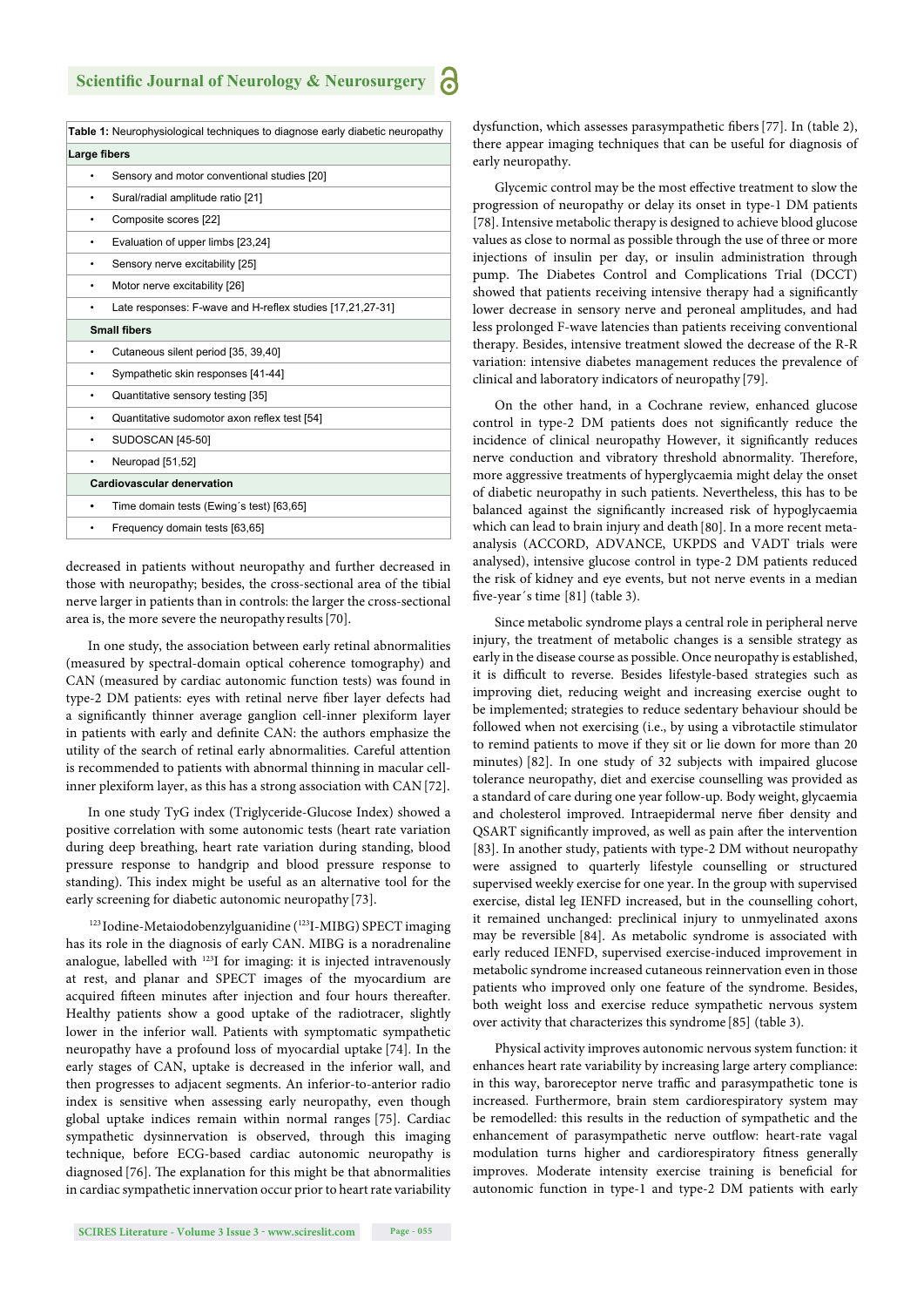| Table 1: Neurophysiological techniques to diagnose early diabetic neuropathy |
|---|
| **Large fibers** |
| • Sensory and motor conventional studies [20] |
| • Sural/radial amplitude ratio [21] |
| • Composite scores [22] |
| • Evaluation of upper limbs [23,24] |
| • Sensory nerve excitability [25] |
| • Motor nerve excitability [26] |
| • Late responses: F-wave and H-reflex studies [17,21,27-31] |
| **Small fibers** |
| • Cutaneous silent period [35, 39,40] |
| • Sympathetic skin responses [41-44] |
| • Quantitative sensory testing [35] |
| • Quantitative sudomotor axon reflex test [54] |
| • SUDOSCAN [45-50] |
| • Neuropad [51,52] |
| **Cardiovascular denervation** |
| • Time domain tests (Ewing´s test) [63,65] |
| • Frequency domain tests [63,65] |

decreased in patients without neuropathy and further decreased in those with neuropathy; besides, the cross-sectional area of the tibial nerve larger in patients than in controls: the larger the cross-sectional area is, the more severe the neuropathy results [70].

In one study, the association between early retinal abnormalities (measured by spectral-domain optical coherence tomography) and CAN (measured by cardiac autonomic function tests) was found in type-2 DM patients: eyes with retinal nerve fiber layer defects had a significantly thinner average ganglion cell-inner plexiform layer in patients with early and definite CAN: the authors emphasize the utility of the search of retinal early abnormalities. Careful attention is recommended to patients with abnormal thinning in macular cell-inner plexiform layer, as this has a strong association with CAN [72].

In one study TyG index (Triglyceride-Glucose Index) showed a positive correlation with some autonomic tests (heart rate variation during deep breathing, heart rate variation during standing, blood pressure response to handgrip and blood pressure response to standing). This index might be useful as an alternative tool for the early screening for diabetic autonomic neuropathy [73].

$^{123}$Iodine-Metaiodobenzylguanidine ($^{123}$I-MIBG) SPECT imaging has its role in the diagnosis of early CAN. MIBG is a noradrenaline analogue, labelled with $^{123}$I for imaging: it is injected intravenously at rest, and planar and SPECT images of the myocardium are acquired fifteen minutes after injection and four hours thereafter. Healthy patients show a good uptake of the radiotracer, slightly lower in the inferior wall. Patients with symptomatic sympathetic neuropathy have a profound loss of myocardial uptake [74]. In the early stages of CAN, uptake is decreased in the inferior wall, and then progresses to adjacent segments. An inferior-to-anterior radio index is sensitive when assessing early neuropathy, even though global uptake indices remain within normal ranges [75]. Cardiac sympathetic dysinnervation is observed, through this imaging technique, before ECG-based cardiac autonomic neuropathy is diagnosed [76]. The explanation for this might be that abnormalities in cardiac sympathetic innervation occur prior to heart rate variability dysfunction, which assesses parasympathetic fibers [77]. In (table 2), there appear imaging techniques that can be useful for diagnosis of early neuropathy.

Glycemic control may be the most effective treatment to slow the progression of neuropathy or delay its onset in type-1 DM patients [78]. Intensive metabolic therapy is designed to achieve blood glucose values as close to normal as possible through the use of three or more injections of insulin per day, or insulin administration through pump. The Diabetes Control and Complications Trial (DCCT) showed that patients receiving intensive therapy had a significantly lower decrease in sensory nerve and peroneal amplitudes, and had less prolonged F-wave latencies than patients receiving conventional therapy. Besides, intensive treatment slowed the decrease of the R-R variation: intensive diabetes management reduces the prevalence of clinical and laboratory indicators of neuropathy [79].

On the other hand, in a Cochrane review, enhanced glucose control in type-2 DM patients does not significantly reduce the incidence of clinical neuropathy However, it significantly reduces nerve conduction and vibratory threshold abnormality. Therefore, more aggressive treatments of hyperglycaemia might delay the onset of diabetic neuropathy in such patients. Nevertheless, this has to be balanced against the significantly increased risk of hypoglycaemia which can lead to brain injury and death [80]. In a more recent meta-analysis (ACCORD, ADVANCE, UKPDS and VADT trials were analysed), intensive glucose control in type-2 DM patients reduced the risk of kidney and eye events, but not nerve events in a median five-year´s time [81] (table 3).

Since metabolic syndrome plays a central role in peripheral nerve injury, the treatment of metabolic changes is a sensible strategy as early in the disease course as possible. Once neuropathy is established, it is difficult to reverse. Besides lifestyle-based strategies such as improving diet, reducing weight and increasing exercise ought to be implemented; strategies to reduce sedentary behaviour should be followed when not exercising (i.e., by using a vibrotactile stimulator to remind patients to move if they sit or lie down for more than 20 minutes) [82]. In one study of 32 subjects with impaired glucose tolerance neuropathy, diet and exercise counselling was provided as a standard of care during one year follow-up. Body weight, glycaemia and cholesterol improved. Intraepidermal nerve fiber density and QSART significantly improved, as well as pain after the intervention [83]. In another study, patients with type-2 DM without neuropathy were assigned to quarterly lifestyle counselling or structured supervised weekly exercise for one year. In the group with supervised exercise, distal leg IENFD increased, but in the counselling cohort, it remained unchanged: preclinical injury to unmyelinated axons may be reversible [84]. As metabolic syndrome is associated with early reduced IENFD, supervised exercise-induced improvement in metabolic syndrome increased cutaneous reinnervation even in those patients who improved only one feature of the syndrome. Besides, both weight loss and exercise reduce sympathetic nervous system over activity that characterizes this syndrome [85] (table 3).

Physical activity improves autonomic nervous system function: it enhances heart rate variability by increasing large artery compliance: in this way, baroreceptor nerve traffic and parasympathetic tone is increased. Furthermore, brain stem cardiorespiratory system may be remodelled: this results in the reduction of sympathetic and the enhancement of parasympathetic nerve outflow: heart-rate vagal modulation turns higher and cardiorespiratory fitness generally improves. Moderate intensity exercise training is beneficial for autonomic function in type-1 and type-2 DM patients with early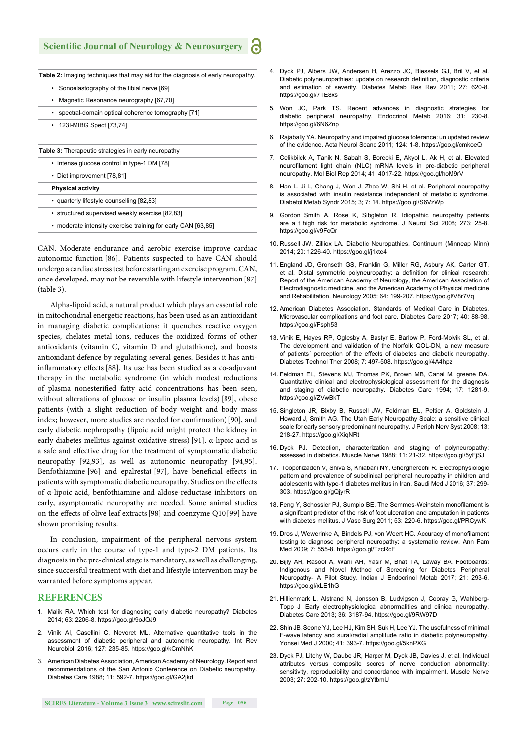| Table 2: Imaging techniques that may aid for the diagnosis of early neuropathy. |
| --- |
| • Sonoelastography of the tibial nerve [69] |
| • Magnetic Resonance neurography [67,70] |
| • spectral-domain optical coherence tomography [71] |
| • 123I-MIBG Spect [73,74] |

| Table 3: Therapeutic strategies in early neuropathy |
| --- |
| • Intense glucose control in type-1 DM [78] |
| • Diet improvement [78,81] |
| **Physical activity** |
| • quarterly lifestyle counselling [82,83] |
| • structured supervised weekly exercise [82,83] |
| • moderate intensity exercise training for early CAN [63,85] |

CAN. Moderate endurance and aerobic exercise improve cardiac autonomic function [86]. Patients suspected to have CAN should undergo a cardiac stress test before starting an exercise program. CAN, once developed, may not be reversible with lifestyle intervention [87] (table 3).

Alpha-lipoid acid, a natural product which plays an essential role in mitochondrial energetic reactions, has been used as an antioxidant in managing diabetic complications: it quenches reactive oxygen species, chelates metal ions, reduces the oxidized forms of other antioxidants (vitamin C, vitamin D and glutathione), and boosts antioxidant defence by regulating several genes. Besides it has anti-inflammatory effects [88]. Its use has been studied as a co-adjuvant therapy in the metabolic syndrome (in which modest reductions of plasma nonesterified fatty acid concentrations has been seen, without alterations of glucose or insulin plasma levels) [89], obese patients (with a slight reduction of body weight and body mass index; however, more studies are needed for confirmation) [90], and early diabetic nephropathy (lipoic acid might protect the kidney in early diabetes mellitus against oxidative stress) [91]. α-lipoic acid is a safe and effective drug for the treatment of symptomatic diabetic neuropathy [92,93], as well as autonomic neuropathy [94,95]. Benfothiamine [96] and epalrestat [97], have beneficial effects in patients with symptomatic diabetic neuropathy. Studies on the effects of α-lipoic acid, benfothiamine and aldose-reductase inhibitors on early, asymptomatic neuropathy are needed. Some animal studies on the effects of olive leaf extracts [98] and coenzyme Q10 [99] have shown promising results.

In conclusion, impairment of the peripheral nervous system occurs early in the course of type-1 and type-2 DM patients. Its diagnosis in the pre-clinical stage is mandatory, as well as challenging, since successful treatment with diet and lifestyle intervention may be warranted before symptoms appear.

## REFERENCES

1. Malik RA. Which test for diagnosing early diabetic neuropathy? Diabetes 2014; 63: 2206-8. https://goo.gl/9oJQJ9
2. Vinik AI, Casellini C, Nevoret ML. Alternative quantitative tools in the assessment of diabetic peripheral and autonomic neuropathy. Int Rev Neurobiol. 2016; 127: 235-85. https://goo.gl/kCmNhK
3. American Diabetes Association, American Academy of Neurology. Report and recommendations of the San Antonio Conference on Diabetic neuropathy. Diabetes Care 1988; 11: 592-7. https://goo.gl/GA2jkd
4. Dyck PJ, Albers JW, Andersen H, Arezzo JC, Biessels GJ, Bril V, et al. Diabetic polyneuropathies: update on research definition, diagnostic criteria and estimation of severity. Diabetes Metab Res Rev 2011; 27: 620-8. https://goo.gl/7TE8xs
5. Won JC, Park TS. Recent advances in diagnostic strategies for diabetic peripheral neuropathy. Endocrinol Metab 2016; 31: 230-8. https://goo.gl/6N6Znp
6. Rajabally YA. Neuropathy and impaired glucose tolerance: un updated review of the evidence. Acta Neurol Scand 2011; 124: 1-8. https://goo.gl/cmkoeQ
7. Celikbilek A, Tanik N, Sabah S, Borecki E, Akyol L, Ak H, et al. Elevated neurofilament light chain (NLC) mRNA levels in pre-diabetic peripheral neuropathy. Mol Biol Rep 2014; 41: 4017-22. https://goo.gl/hoM9rV
8. Han L, Ji L, Chang J, Wen J, Zhao W, Shi H, et al. Peripheral neuropathy is associated with insulin resistance independent of metabolic syndrome. Diabetol Metab Syndr 2015; 3; 7: 14. https://goo.gl/S6VzWp
9. Gordon Smith A, Rose K, Sibgleton R. Idiopathic neuropathy patients are a t high risk for metabolic syndrome. J Neurol Sci 2008; 273: 25-8. https://goo.gl/v9FcQr
10. Russell JW, Zilliox LA. Diabetic Neuropathies. Continuum (Minneap Minn) 2014; 20: 1226-40. https://goo.gl/j1xte4
11. England JD, Gronseth GS, Franklin G, Miller RG, Asbury AK, Carter GT, et al. Distal symmetric polyneuropathy: a definition for clinical research: Report of the American Academy of Neurology, the American Association of Electrodiagnostic medicine, and the American Academy of Physical medicine and Rehabilitation. Neurology 2005; 64: 199-207. https://goo.gl/V8r7Vq
12. American Diabetes Association. Standards of Medical Care in Diabetes. Microvascular complications and foot care. Diabetes Care 2017; 40: 88-98. https://goo.gl/Fsph53
13. Vinik E, Hayes RP, Oglesby A, Bastyr E, Barlow P, Ford-Molvik SL, et al. The development and validation of the Norfolk QOL-DN, a new measure of patients´ perception of the effects of diabetes and diabetic neuropathy. Diabetes Technol Ther 2008; 7: 497-508. https://goo.gl/4A4hpz
14. Feldman EL, Stevens MJ, Thomas PK, Brown MB, Canal M, greene DA. Quantitative clinical and electrophysiological assessment for the diagnosis and staging of diabetic neuropathy. Diabetes Care 1994; 17: 1281-9. https://goo.gl/ZVwBkT
15. Singleton JR, Bixby B, Russell JW, Feldman EL, Peltier A, Goldstein J, Howard J, Smith AG. The Utah Early Neuropathy Scale: a sensitive clinical scale for early sensory predominant neuropathy. J Periph Nerv Syst 2008; 13: 218-27. https://goo.gl/XiqNRt
16. Dyck PJ. Detection, characterization and staging of polyneuropathy: assessed in diabetics. Muscle Nerve 1988; 11: 21-32. https://goo.gl/5yFjSJ
17. Toopchizadeh V, Shiva S, Khiabani NY, Ghergherechi R. Electrophysiologic pattern and prevalence of subclinical peripheral neuropathy in children and adolescents with type-1 diabetes mellitus in Iran. Saudi Med J 2016; 37: 299-303. https://goo.gl/gQjyrR
18. Feng Y, Schossler PJ, Sumpio BE. The Semmes-Weinstein monofilament is a significant predictor of the risk of foot ulceration and amputation in patients with diabetes mellitus. J Vasc Surg 2011; 53: 220-6. https://goo.gl/PRCywK
19. Dros J, Wewerinke A, Bindels PJ, von Weert HC. Accuracy of monofilament testing to diagnose peripheral neuropathy: a systematic review. Ann Fam Med 2009; 7: 555-8. https://goo.gl/TzcRcF
20. Bijly AH, Rasool A, Wani AH, Yasir M, Bhat TA, Laway BA. Footboards: Indigenous and Novel Method of Screening for Diabetes Peripheral Neuropathy- A Pilot Study. Indian J Endocrinol Metab 2017; 21: 293-6. https://goo.gl/xLE1hG
21. Hillienmark L, Alstrand N, Jonsson B, Ludvigson J, Cooray G, Wahlberg-Topp J. Early electrophysiological abnormalities and clinical neuropathy. Diabetes Care 2013; 36: 3187-94. https://goo.gl/9RW97D
22. Shin JB, Seone YJ, Lee HJ, Kim SH, Suk H, Lee YJ. The usefulness of minimal F-wave latency and sural/radial amplitude ratio in diabetic polyneuropathy. Yonsei Med J 2000; 41: 393-7. https://goo.gl/5knPXG
23. Dyck PJ, Litchy W, Daube JR, Harper M, Dyck JB, Davies J, et al. Individual attributes versus composite scores of nerve conduction abnormality: sensitivity, reproducibility and concordance with impairment. Muscle Nerve 2003; 27: 202-10. https://goo.gl/zYtbmU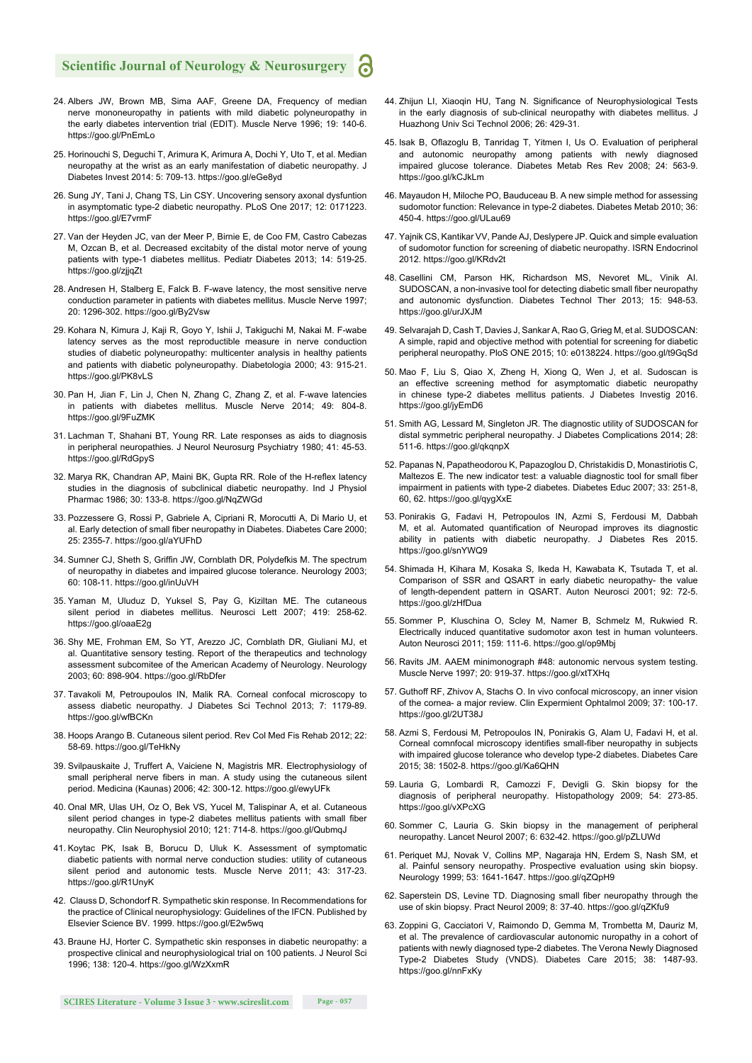24. Albers JW, Brown MB, Sima AAF, Greene DA, Frequency of median nerve mononeuropathy in patients with mild diabetic polyneuropathy in the early diabetes intervention trial (EDIT). Muscle Nerve 1996; 19: 140-6. https://goo.gl/PnEmLo

25. Horinouchi S, Deguchi T, Arimura K, Arimura A, Dochi Y, Uto T, et al. Median neuropathy at the wrist as an early manifestation of diabetic neuropathy. J Diabetes Invest 2014: 5: 709-13. https://goo.gl/eGe8yd

26. Sung JY, Tani J, Chang TS, Lin CSY. Uncovering sensory axonal dysfunction in asymptomatic type-2 diabetic neuropathy. PLoS One 2017; 12: 0171223. https://goo.gl/E7vrmF

27. Van der Heyden JC, van der Meer P, Birnie E, de Coo FM, Castro Cabezas M, Ozcan B, et al. Decreased excitabity of the distal motor nerve of young patients with type-1 diabetes mellitus. Pediatr Diabetes 2013; 14: 519-25. https://goo.gl/zjjqZt

28. Andresen H, Stalberg E, Falck B. F-wave latency, the most sensitive nerve conduction parameter in patients with diabetes mellitus. Muscle Nerve 1997; 20: 1296-302. https://goo.gl/By2Vsw

29. Kohara N, Kimura J, Kaji R, Goyo Y, Ishii J, Takiguchi M, Nakai M. F-wabe latency serves as the most reproductible measure in nerve conduction studies of diabetic polyneuropathy: multicenter analysis in healthy patients and patients with diabetic polyneuropathy. Diabetologia 2000; 43: 915-21. https://goo.gl/PK8vLS

30. Pan H, Jian F, Lin J, Chen N, Zhang C, Zhang Z, et al. F-wave latencies in patients with diabetes mellitus. Muscle Nerve 2014; 49: 804-8. https://goo.gl/9FuZMK

31. Lachman T, Shahani BT, Young RR. Late responses as aids to diagnosis in peripheral neuropathies. J Neurol Neurosurg Psychiatry 1980; 41: 45-53. https://goo.gl/RdGpyS

32. Marya RK, Chandran AP, Maini BK, Gupta RR. Role of the H-reflex latency studies in the diagnosis of subclinical diabetic neuropathy. Ind J Physiol Pharmac 1986; 30: 133-8. https://goo.gl/NqZWGd

33. Pozzessere G, Rossi P, Gabriele A, Cipriani R, Morocutti A, Di Mario U, et al. Early detection of small fiber neuropathy in Diabetes. Diabetes Care 2000; 25: 2355-7. https://goo.gl/aYUFhD

34. Sumner CJ, Sheth S, Griffin JW, Cornblath DR, Polydefkis M. The spectrum of neuropathy in diabetes and impaired glucose tolerance. Neurology 2003; 60: 108-11. https://goo.gl/inUuVH

35. Yaman M, Uluduz D, Yuksel S, Pay G, Kiziltan ME. The cutaneous silent period in diabetes mellitus. Neurosci Lett 2007; 419: 258-62. https://goo.gl/oaaE2g

36. Shy ME, Frohman EM, So YT, Arezzo JC, Cornblath DR, Giuliani MJ, et al. Quantitative sensory testing. Report of the therapeutics and technology assessment subcomitee of the American Academy of Neurology. Neurology 2003; 60: 898-904. https://goo.gl/RbDfer

37. Tavakoli M, Petroupoulos IN, Malik RA. Corneal confocal microscopy to assess diabetic neuropathy. J Diabetes Sci Technol 2013; 7: 1179-89. https://goo.gl/wfBCKn

38. Hoops Arango B. Cutaneous silent period. Rev Col Med Fis Rehab 2012; 22: 58-69. https://goo.gl/TeHkNy

39. Svilpauskaite J, Truffert A, Vaiciene N, Magistris MR. Electrophysiology of small peripheral nerve fibers in man. A study using the cutaneous silent period. Medicina (Kaunas) 2006; 42: 300-12. https://goo.gl/ewyUFk

40. Onal MR, Ulas UH, Oz O, Bek VS, Yucel M, Talispinar A, et al. Cutaneous silent period changes in type-2 diabetes mellitus patients with small fiber neuropathy. Clin Neurophysiol 2010; 121: 714-8. https://goo.gl/QubmqJ

41. Koytac PK, Isak B, Borucu D, Uluk K. Assessment of symptomatic diabetic patients with normal nerve conduction studies: utility of cutaneous silent period and autonomic tests. Muscle Nerve 2011; 43: 317-23. https://goo.gl/R1UnyK

42. Clauss D, Schondorf R. Sympathetic skin response. In Recommendations for the practice of Clinical neurophysiology: Guidelines of the IFCN. Published by Elsevier Science BV. 1999. https://goo.gl/E2w5wq

43. Braune HJ, Horter C. Sympathetic skin responses in diabetic neuropathy: a prospective clinical and neurophysiological trial on 100 patients. J Neurol Sci 1996; 138: 120-4. https://goo.gl/WzXxmR

44. Zhijun LI, Xiaoqin HU, Tang N. Significance of Neurophysiological Tests in the early diagnosis of sub-clinical neuropathy with diabetes mellitus. J Huazhong Univ Sci Technol 2006; 26: 429-31.

45. Isak B, Oflazoglu B, Tanridag T, Yitmen I, Us O. Evaluation of peripheral and autonomic neuropathy among patients with newly diagnosed impaired glucose tolerance. Diabetes Metab Res Rev 2008; 24: 563-9. https://goo.gl/kCJkLm

46. Mayaudon H, Miloche PO, Bauduceau B. A new simple method for assessing sudomotor function: Relevance in type-2 diabetes. Diabetes Metab 2010; 36: 450-4. https://goo.gl/ULau69

47. Yajnik CS, Kantikar VV, Pande AJ, Deslypere JP. Quick and simple evaluation of sudomotor function for screening of diabetic neuropathy. ISRN Endocrinol 2012. https://goo.gl/KRdv2t

48. Casellini CM, Parson HK, Richardson MS, Nevoret ML, Vinik AI. SUDOSCAN, a non-invasive tool for detecting diabetic small fiber neuropathy and autonomic dysfunction. Diabetes Technol Ther 2013; 15: 948-53. https://goo.gl/urJXJM

49. Selvarajah D, Cash T, Davies J, Sankar A, Rao G, Grieg M, et al. SUDOSCAN: A simple, rapid and objective method with potential for screening for diabetic peripheral neuropathy. PloS ONE 2015; 10: e0138224. https://goo.gl/t9GqSd

50. Mao F, Liu S, Qiao X, Zheng H, Xiong Q, Wen J, et al. Sudoscan is an effective screening method for asymptomatic diabetic neuropathy in chinese type-2 diabetes mellitus patients. J Diabetes Investig 2016. https://goo.gl/jyEmD6

51. Smith AG, Lessard M, Singleton JR. The diagnostic utility of SUDOSCAN for distal symmetric peripheral neuropathy. J Diabetes Complications 2014; 28: 511-6. https://goo.gl/qkqnpX

52. Papanas N, Papatheodorou K, Papazoglou D, Christakidis D, Monastiriotis C, Maltezos E. The new indicator test: a valuable diagnostic tool for small fiber impairment in patients with type-2 diabetes. Diabetes Educ 2007; 33: 251-8, 60, 62. https://goo.gl/qygXxE

53. Ponirakis G, Fadavi H, Petropoulos IN, Azmi S, Ferdousi M, Dabbah M, et al. Automated quantification of Neuropad improves its diagnostic ability in patients with diabetic neuropathy. J Diabetes Res 2015. https://goo.gl/snYWQ9

54. Shimada H, Kihara M, Kosaka S, Ikeda H, Kawabata K, Tsutada T, et al. Comparison of SSR and QSART in early diabetic neuropathy- the value of length-dependent pattern in QSART. Auton Neurosci 2001; 92: 72-5. https://goo.gl/zHfDua

55. Sommer P, Kluschina O, Scley M, Namer B, Schmelz M, Rukwied R. Electrically induced quantitative sudomotor axon test in human volunteers. Auton Neurosci 2011; 159: 111-6. https://goo.gl/op9Mbj

56. Ravits JM. AAEM minimonograph #48: autonomic nervous system testing. Muscle Nerve 1997; 20: 919-37. https://goo.gl/xtTXHq

57. Guthoff RF, Zhivov A, Stachs O. In vivo confocal microscopy, an inner vision of the cornea- a major review. Clin Expermient Ophtalmol 2009; 37: 100-17. https://goo.gl/2UT38J

58. Azmi S, Ferdousi M, Petropoulos IN, Ponirakis G, Alam U, Fadavi H, et al. Corneal comnfocal microscopy identifies small-fiber neuropathy in subjects with impaired glucose tolerance who develop type-2 diabetes. Diabetes Care 2015; 38: 1502-8. https://goo.gl/Ka6QHN

59. Lauria G, Lombardi R, Camozzi F, Devigli G. Skin biopsy for the diagnosis of peripheral neuropathy. Histopathology 2009; 54: 273-85. https://goo.gl/vXPcXG

60. Sommer C, Lauria G. Skin biopsy in the management of peripheral neuropathy. Lancet Neurol 2007; 6: 632-42. https://goo.gl/pZLUWd

61. Periquet MJ, Novak V, Collins MP, Nagaraja HN, Erdem S, Nash SM, et al. Painful sensory neuropathy. Prospective evaluation using skin biopsy. Neurology 1999; 53: 1641-1647. https://goo.gl/qZQpH9

62. Saperstein DS, Levine TD. Diagnosing small fiber neuropathy through the use of skin biopsy. Pract Neurol 2009; 8: 37-40. https://goo.gl/qZKfu9

63. Zoppini G, Cacciatori V, Raimondo D, Gemma M, Trombetta M, Dauriz M, et al. The prevalence of cardiovascular autonomic nuropathy in a cohort of patients with newly diagnosed type-2 diabetes. The Verona Newly Diagnosed Type-2 Diabetes Study (VNDS). Diabetes Care 2015; 38: 1487-93. https://goo.gl/nnFxKy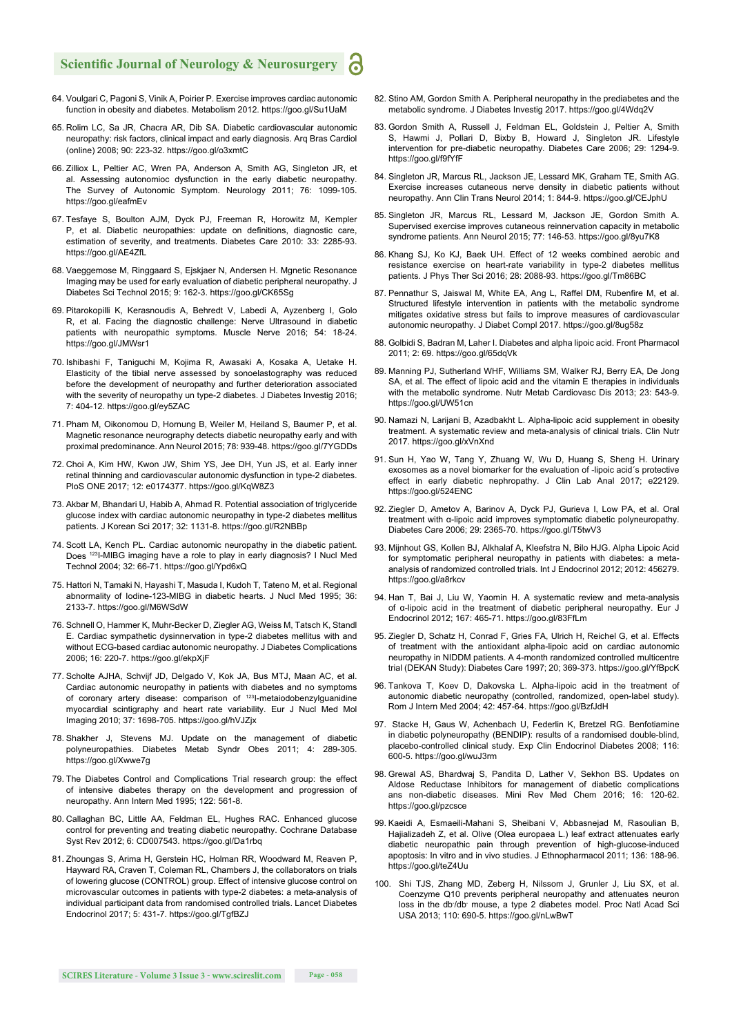64. Voulgari C, Pagoni S, Vinik A, Poirier P. Exercise improves cardiac autonomic function in obesity and diabetes. Metabolism 2012. https://goo.gl/Su1UaM

65. Rolim LC, Sa JR, Chacra AR, Dib SA. Diabetic cardiovascular autonomic neuropathy: risk factors, clinical impact and early diagnosis. Arq Bras Cardiol (online) 2008; 90: 223-32. https://goo.gl/o3xmtC

66. Zilliox L, Peltier AC, Wren PA, Anderson A, Smith AG, Singleton JR, et al. Assessing autonomioc dysfunction in the early diabetic neuropathy. The Survey of Autonomic Symptom. Neurology 2011; 76: 1099-105. https://goo.gl/eafmEv

67. Tesfaye S, Boulton AJM, Dyck PJ, Freeman R, Horowitz M, Kempler P, et al. Diabetic neuropathies: update on definitions, diagnostic care, estimation of severity, and treatments. Diabetes Care 2010: 33: 2285-93. https://goo.gl/AE4ZfL

68. Vaeggemose M, Ringgaard S, Ejskjaer N, Andersen H. Mgnetic Resonance Imaging may be used for early evaluation of diabetic peripheral neuropathy. J Diabetes Sci Technol 2015; 9: 162-3. https://goo.gl/CK65Sg

69. Pitarokopilli K, Kerasnoudis A, Behredt V, Labedi A, Ayzenberg I, Golo R, et al. Facing the diagnostic challenge: Nerve Ultrasound in diabetic patients with neuropathic symptoms. Muscle Nerve 2016; 54: 18-24. https://goo.gl/JMWsr1

70. Ishibashi F, Taniguchi M, Kojima R, Awasaki A, Kosaka A, Uetake H. Elasticity of the tibial nerve assessed by sonoelastography was reduced before the development of neuropathy and further deterioration associated with the severity of neuropathy un type-2 diabetes. J Diabetes Investig 2016; 7: 404-12. https://goo.gl/ey5ZAC

71. Pham M, Oikonomou D, Hornung B, Weiler M, Heiland S, Baumer P, et al. Magnetic resonance neurography detects diabetic neuropathy early and with proximal predominance. Ann Neurol 2015; 78: 939-48. https://goo.gl/7YGDDs

72. Choi A, Kim HW, Kwon JW, Shim YS, Jee DH, Yun JS, et al. Early inner retinal thinning and cardiovascular autonomic dysfunction in type-2 diabetes. PloS ONE 2017; 12: e0174377. https://goo.gl/KqW8Z3

73. Akbar M, Bhandari U, Habib A, Ahmad R. Potential association of triglyceride glucose index with cardiac autonomic neuropathy in type-2 diabetes mellitus patients. J Korean Sci 2017; 32: 1131-8. https://goo.gl/R2NBBp

74. Scott LA, Kench PL. Cardiac autonomic neuropathy in the diabetic patient. Does [123]I-MIBG imaging have a role to play in early diagnosis? I Nucl Med Technol 2004; 32: 66-71. https://goo.gl/Ypd6xQ

75. Hattori N, Tamaki N, Hayashi T, Masuda I, Kudoh T, Tateno M, et al. Regional abnormality of Iodine-123-MIBG in diabetic hearts. J Nucl Med 1995; 36: 2133-7. https://goo.gl/M6WSdW

76. Schnell O, Hammer K, Muhr-Becker D, Ziegler AG, Weiss M, Tatsch K, Standl E. Cardiac sympathetic dysinnervation in type-2 diabetes mellitus with and without ECG-based cardiac autonomic neuropathy. J Diabetes Complications 2006; 16: 220-7. https://goo.gl/ekpXjF

77. Scholte AJHA, Schvijf JD, Delgado V, Kok JA, Bus MTJ, Maan AC, et al. Cardiac autonomic neuropathy in patients with diabetes and no symptoms of coronary artery disease: comparison of [123]I-metaiodobenzylguanidine myocardial scintigraphy and heart rate variability. Eur J Nucl Med Mol Imaging 2010; 37: 1698-705. https://goo.gl/hVJZjx

78. Shakher J, Stevens MJ. Update on the management of diabetic polyneuropathies. Diabetes Metab Syndr Obes 2011; 4: 289-305. https://goo.gl/Xwwe7g

79. The Diabetes Control and Complications Trial research group: the effect of intensive diabetes therapy on the development and progression of neuropathy. Ann Intern Med 1995; 122: 561-8.

80. Callaghan BC, Little AA, Feldman EL, Hughes RAC. Enhanced glucose control for preventing and treating diabetic neuropathy. Cochrane Database Syst Rev 2012; 6: CD007543. https://goo.gl/Da1rbq

81. Zhoungas S, Arima H, Gerstein HC, Holman RR, Woodward M, Reaven P, Hayward RA, Craven T, Coleman RL, Chambers J, the collaborators on trials of lowering glucose (CONTROL) group. Effect of intensive glucose control on microvascular outcomes in patients with type-2 diabetes: a meta-analysis of individual participant data from randomised controlled trials. Lancet Diabetes Endocrinol 2017; 5: 431-7. https://goo.gl/TgfBZJ

82. Stino AM, Gordon Smith A. Peripheral neuropathy in the prediabetes and the metabolic syndrome. J Diabetes Investig 2017. https://goo.gl/4Wdq2V

83. Gordon Smith A, Russell J, Feldman EL, Goldstein J, Peltier A, Smith S, Hawmi J, Pollari D, Bixby B, Howard J, Singleton JR. Lifestyle intervention for pre-diabetic neuropathy. Diabetes Care 2006; 29: 1294-9. https://goo.gl/f9fYfF

84. Singleton JR, Marcus RL, Jackson JE, Lessard MK, Graham TE, Smith AG. Exercise increases cutaneous nerve density in diabetic patients without neuropathy. Ann Clin Trans Neurol 2014; 1: 844-9. https://goo.gl/CEJphU

85. Singleton JR, Marcus RL, Lessard M, Jackson JE, Gordon Smith A. Supervised exercise improves cutaneous reinnervation capacity in metabolic syndrome patients. Ann Neurol 2015; 77: 146-53. https://goo.gl/8yu7K8

86. Khang SJ, Ko KJ, Baek UH. Effect of 12 weeks combined aerobic and resistance exercise on heart-rate variability in type-2 diabetes mellitus patients. J Phys Ther Sci 2016; 28: 2088-93. https://goo.gl/Tm86BC

87. Pennathur S, Jaiswal M, White EA, Ang L, Raffel DM, Rubenfire M, et al. Structured lifestyle intervention in patients with the metabolic syndrome mitigates oxidative stress but fails to improve measures of cardiovascular autonomic neuropathy. J Diabet Compl 2017. https://goo.gl/8ug58z

88. Golbidi S, Badran M, Laher I. Diabetes and alpha lipoic acid. Front Pharmacol 2011; 2: 69. https://goo.gl/65dqVk

89. Manning PJ, Sutherland WHF, Williams SM, Walker RJ, Berry EA, De Jong SA, et al. The effect of lipoic acid and the vitamin E therapies in individuals with the metabolic syndrome. Nutr Metab Cardiovasc Dis 2013; 23: 543-9. https://goo.gl/UW51cn

90. Namazi N, Larijani B, Azadbakht L. Alpha-lipoic acid supplement in obesity treatment. A systematic review and meta-analysis of clinical trials. Clin Nutr 2017. https://goo.gl/xVnXnd

91. Sun H, Yao W, Tang Y, Zhuang W, Wu D, Huang S, Sheng H. Urinary exosomes as a novel biomarker for the evaluation of -lipoic acid´s protective effect in early diabetic nephropathy. J Clin Lab Anal 2017; e22129. https://goo.gl/524ENC

92. Ziegler D, Ametov A, Barinov A, Dyck PJ, Gurieva I, Low PA, et al. Oral treatment with α-lipoic acid improves symptomatic diabetic polyneuropathy. Diabetes Care 2006; 29: 2365-70. https://goo.gl/T5twV3

93. Mijnhout GS, Kollen BJ, Alkhalaf A, Kleefstra N, Bilo HJG. Alpha Lipoic Acid for symptomatic peripheral neuropathy in patients with diabetes: a meta-analysis of randomized controlled trials. Int J Endocrinol 2012; 2012: 456279. https://goo.gl/a8rkcv

94. Han T, Bai J, Liu W, Yaomin H. A systematic review and meta-analysis of α-lipoic acid in the treatment of diabetic peripheral neuropathy. Eur J Endocrinol 2012; 167: 465-71. https://goo.gl/83FfLm

95. Ziegler D, Schatz H, Conrad F, Gries FA, Ulrich H, Reichel G, et al. Effects of treatment with the antioxidant alpha-lipoic acid on cardiac autonomic neuropathy in NIDDM patients. A 4-month randomized controlled multicentre trial (DEKAN Study): Diabetes Care 1997; 20; 369-373. https://goo.gl/YfBpcK

96. Tankova T, Koev D, Dakovska L. Alpha-lipoic acid in the treatment of autonomic diabetic neuropathy (controlled, randomized, open-label study). Rom J Intern Med 2004; 42: 457-64. https://goo.gl/BzfJdH

97. Stacke H, Gaus W, Achenbach U, Federlin K, Bretzel RG. Benfotiamine in diabetic polyneuropathy (BENDIP): results of a randomised double-blind, placebo-controlled clinical study. Exp Clin Endocrinol Diabetes 2008; 116: 600-5. https://goo.gl/wuJ3rm

98. Grewal AS, Bhardwaj S, Pandita D, Lather V, Sekhon BS. Updates on Aldose Reductase Inhibitors for management of diabetic complications ans non-diabetic diseases. Mini Rev Med Chem 2016; 16: 120-62. https://goo.gl/pzcsce

99. Kaeidi A, Esmaeili-Mahani S, Sheibani V, Abbasnejad M, Rasoulian B, Hajializadeh Z, et al. Olive (Olea europaea L.) leaf extract attenuates early diabetic neuropathic pain through prevention of high-glucose-induced apoptosis: In vitro and in vivo studies. J Ethnopharmacol 2011; 136: 188-96. https://goo.gl/teZ4Uu

100. Shi TJS, Zhang MD, Zeberg H, Nilsson J, Grunler J, Liu SX, et al. Coenzyme Q10 prevents peripheral neuropathy and attenuates neuron loss in the $db^{-}/db^{-}$ mouse, a type 2 diabetes model. Proc Natl Acad Sci USA 2013; 110: 690-5. https://goo.gl/nLwBwT